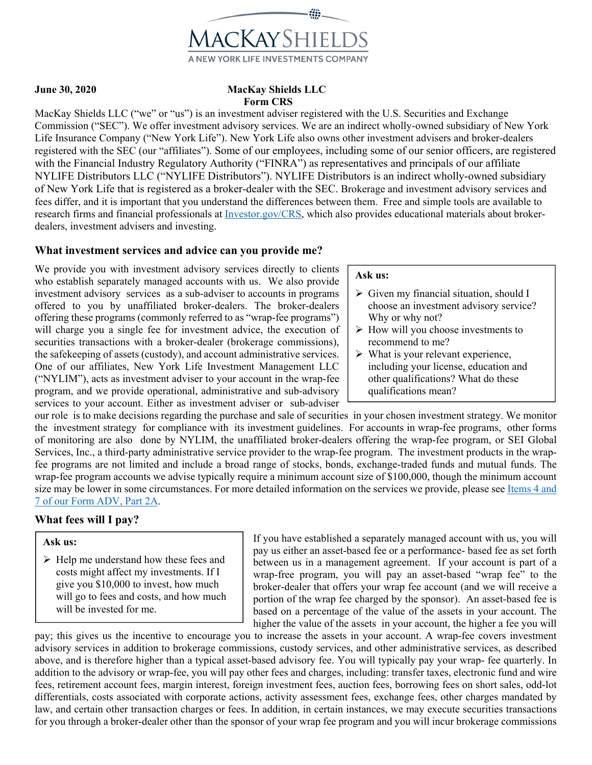MACKAY SHIELDS
A NEW YORK LIFE INVESTMENTS COMPANY

**June 30, 2020**

**MacKay Shields LLC**
**Form CRS**

MacKay Shields LLC ("we" or "us") is an investment adviser registered with the U.S. Securities and Exchange Commission ("SEC"). We offer investment advisory services. We are an indirect wholly-owned subsidiary of New York Life Insurance Company ("New York Life"). New York Life also owns other investment advisers and broker-dealers registered with the SEC (our "affiliates"). Some of our employees, including some of our senior officers, are registered with the Financial Industry Regulatory Authority ("FINRA") as representatives and principals of our affiliate NYLIFE Distributors LLC ("NYLIFE Distributors"). NYLIFE Distributors is an indirect wholly-owned subsidiary of New York Life that is registered as a broker-dealer with the SEC. Brokerage and investment advisory services and fees differ, and it is important that you understand the differences between them. Free and simple tools are available to research firms and financial professionals at [Investor.gov/CRS](Investor.gov/CRS), which also provides educational materials about broker-dealers, investment advisers and investing.

## What investment services and advice can you provide me?

> **Ask us:**
> - Given my financial situation, should I choose an investment advisory service? Why or why not?
> - How will you choose investments to recommend to me?
> - What is your relevant experience, including your license, education and other qualifications? What do these qualifications mean?

We provide you with investment advisory services directly to clients who establish separately managed accounts with us. We also provide investment advisory services as a sub-adviser to accounts in programs offered to you by unaffiliated broker-dealers. The broker-dealers offering these programs (commonly referred to as "wrap-fee programs") will charge you a single fee for investment advice, the execution of securities transactions with a broker-dealer (brokerage commissions), the safekeeping of assets (custody), and account administrative services. One of our affiliates, New York Life Investment Management LLC ("NYLIM"), acts as investment adviser to your account in the wrap-fee program, and we provide operational, administrative and sub-advisory services to your account. Either as investment adviser or sub-adviser our role is to make decisions regarding the purchase and sale of securities in your chosen investment strategy. We monitor the investment strategy for compliance with its investment guidelines. For accounts in wrap-fee programs, other forms of monitoring are also done by NYLIM, the unaffiliated broker-dealers offering the wrap-fee program, or SEI Global Services, Inc., a third-party administrative service provider to the wrap-fee program. The investment products in the wrap-fee programs are not limited and include a broad range of stocks, bonds, exchange-traded funds and mutual funds. The wrap-fee program accounts we advise typically require a minimum account size of $100,000, though the minimum account size may be lower in some circumstances. For more detailed information on the services we provide, please see [Items 4 and 7 of our Form ADV, Part 2A](Items 4 and 7 of our Form ADV, Part 2A).

## What fees will I pay?

> **Ask us:**
> - Help me understand how these fees and costs might affect my investments. If I give you $10,000 to invest, how much will go to fees and costs, and how much will be invested for me.

If you have established a separately managed account with us, you will pay us either an asset-based fee or a performance- based fee as set forth between us in a management agreement. If your account is part of a wrap-free program, you will pay an asset-based "wrap fee" to the broker-dealer that offers your wrap fee account (and we will receive a portion of the wrap fee charged by the sponsor). An asset-based fee is based on a percentage of the value of the assets in your account. The higher the value of the assets in your account, the higher a fee you will pay; this gives us the incentive to encourage you to increase the assets in your account. A wrap-fee covers investment advisory services in addition to brokerage commissions, custody services, and other administrative services, as described above, and is therefore higher than a typical asset-based advisory fee. You will typically pay your wrap- fee quarterly. In addition to the advisory or wrap-fee, you will pay other fees and charges, including: transfer taxes, electronic fund and wire fees, retirement account fees, margin interest, foreign investment fees, auction fees, borrowing fees on short sales, odd-lot differentials, costs associated with corporate actions, activity assessment fees, exchange fees, other charges mandated by law, and certain other transaction charges or fees. In addition, in certain instances, we may execute securities transactions for you through a broker-dealer other than the sponsor of your wrap fee program and you will incur brokerage commissions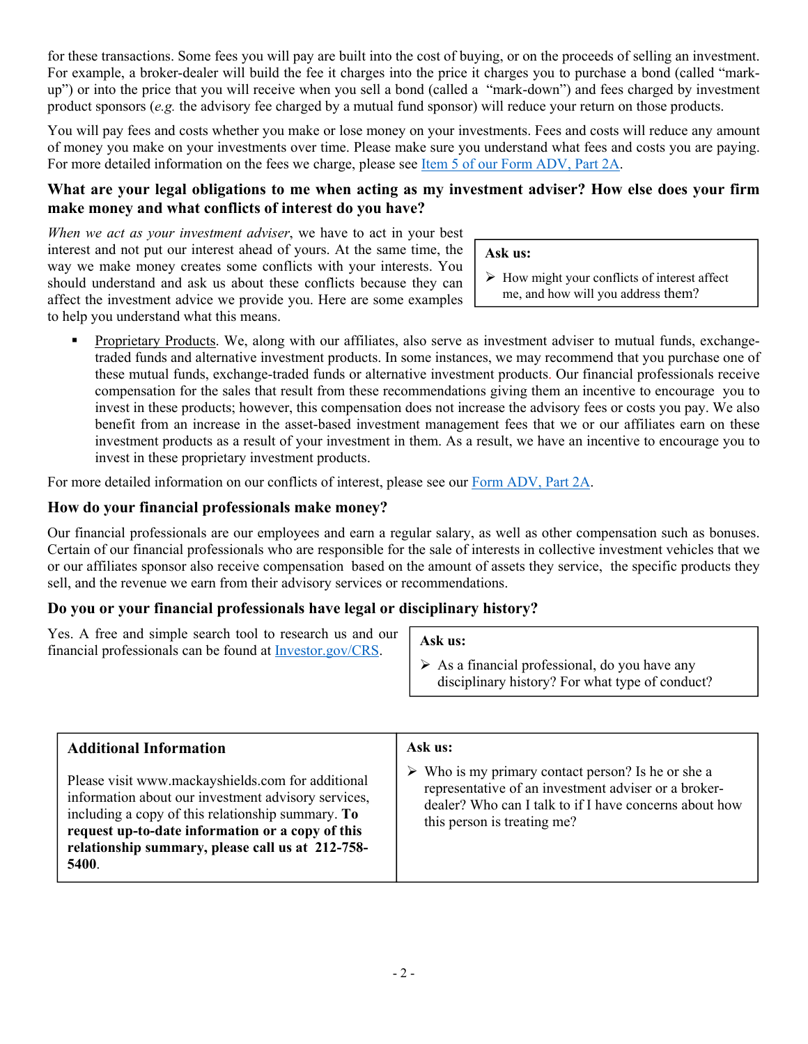for these transactions. Some fees you will pay are built into the cost of buying, or on the proceeds of selling an investment. For example, a broker-dealer will build the fee it charges into the price it charges you to purchase a bond (called "mark-up") or into the price that you will receive when you sell a bond (called a "mark-down") and fees charged by investment product sponsors (*e.g.* the advisory fee charged by a mutual fund sponsor) will reduce your return on those products.

You will pay fees and costs whether you make or lose money on your investments. Fees and costs will reduce any amount of money you make on your investments over time. Please make sure you understand what fees and costs you are paying. For more detailed information on the fees we charge, please see Item 5 of our Form ADV, Part 2A.

## What are your legal obligations to me when acting as my investment adviser? How else does your firm make money and what conflicts of interest do you have?

*When we act as your investment adviser*, we have to act in your best interest and not put our interest ahead of yours. At the same time, the way we make money creates some conflicts with your interests. You should understand and ask us about these conflicts because they can affect the investment advice we provide you. Here are some examples to help you understand what this means.

**Ask us:**

- How might your conflicts of interest affect me, and how will you address them?

- Proprietary Products. We, along with our affiliates, also serve as investment adviser to mutual funds, exchange-traded funds and alternative investment products. In some instances, we may recommend that you purchase one of these mutual funds, exchange-traded funds or alternative investment products. Our financial professionals receive compensation for the sales that result from these recommendations giving them an incentive to encourage you to invest in these products; however, this compensation does not increase the advisory fees or costs you pay. We also benefit from an increase in the asset-based investment management fees that we or our affiliates earn on these investment products as a result of your investment in them. As a result, we have an incentive to encourage you to invest in these proprietary investment products.

For more detailed information on our conflicts of interest, please see our Form ADV, Part 2A.

## How do your financial professionals make money?

Our financial professionals are our employees and earn a regular salary, as well as other compensation such as bonuses. Certain of our financial professionals who are responsible for the sale of interests in collective investment vehicles that we or our affiliates sponsor also receive compensation based on the amount of assets they service, the specific products they sell, and the revenue we earn from their advisory services or recommendations.

## Do you or your financial professionals have legal or disciplinary history?

Yes. A free and simple search tool to research us and our financial professionals can be found at Investor.gov/CRS.

**Ask us:**

- As a financial professional, do you have any disciplinary history? For what type of conduct?

| Additional Information | Ask us: |
|---|---|
| Please visit www.mackayshields.com for additional information about our investment advisory services, including a copy of this relationship summary. **To request up-to-date information or a copy of this relationship summary, please call us at 212-758-5400**. | Who is my primary contact person? Is he or she a representative of an investment adviser or a broker-dealer? Who can I talk to if I have concerns about how this person is treating me? |